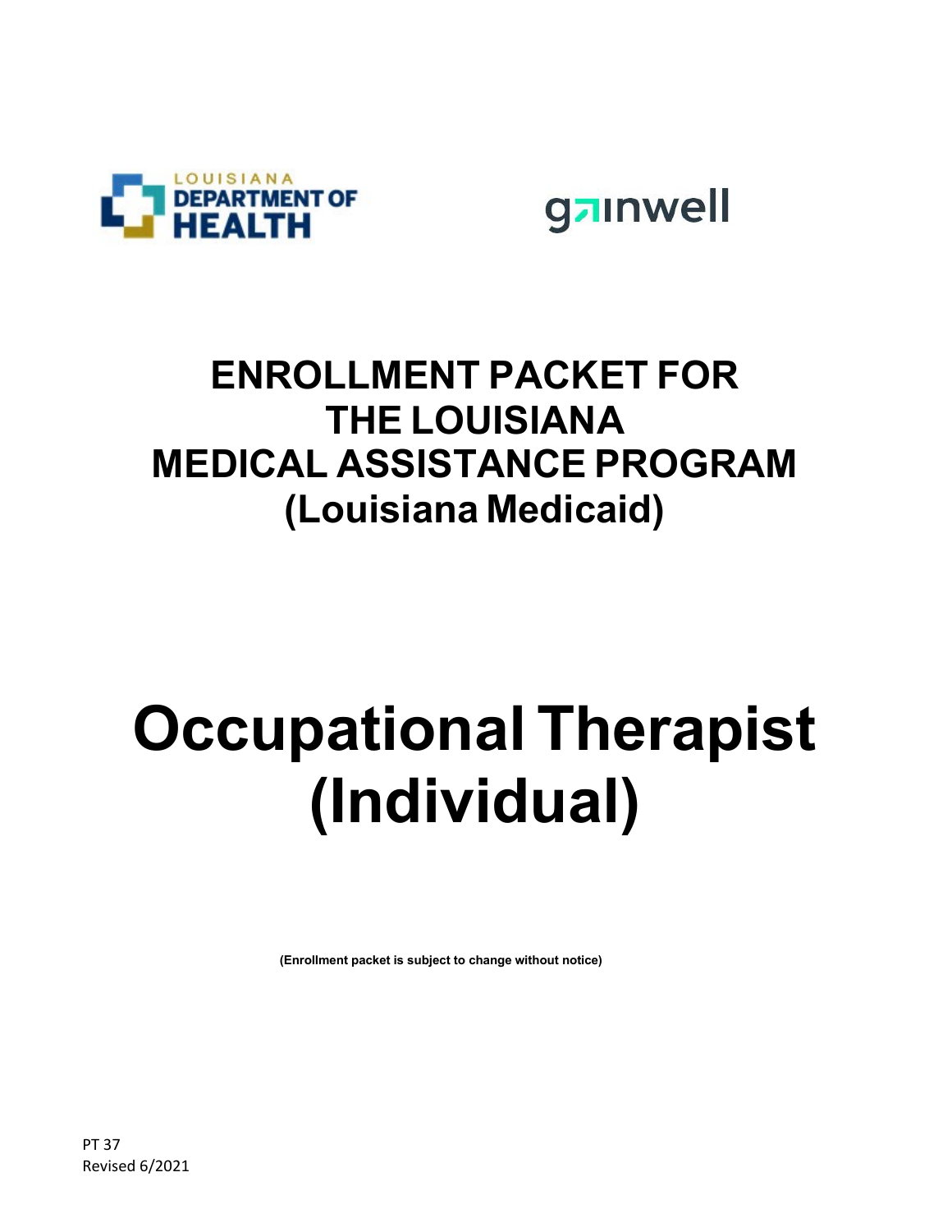LOUISIANA DEPARTMENT OF HEALTH

gainwell

# ENROLLMENT PACKET FOR THE LOUISIANA MEDICAL ASSISTANCE PROGRAM (Louisiana Medicaid)

# Occupational Therapist (Individual)

**(Enrollment packet is subject to change without notice)**

PT 37
Revised 6/2021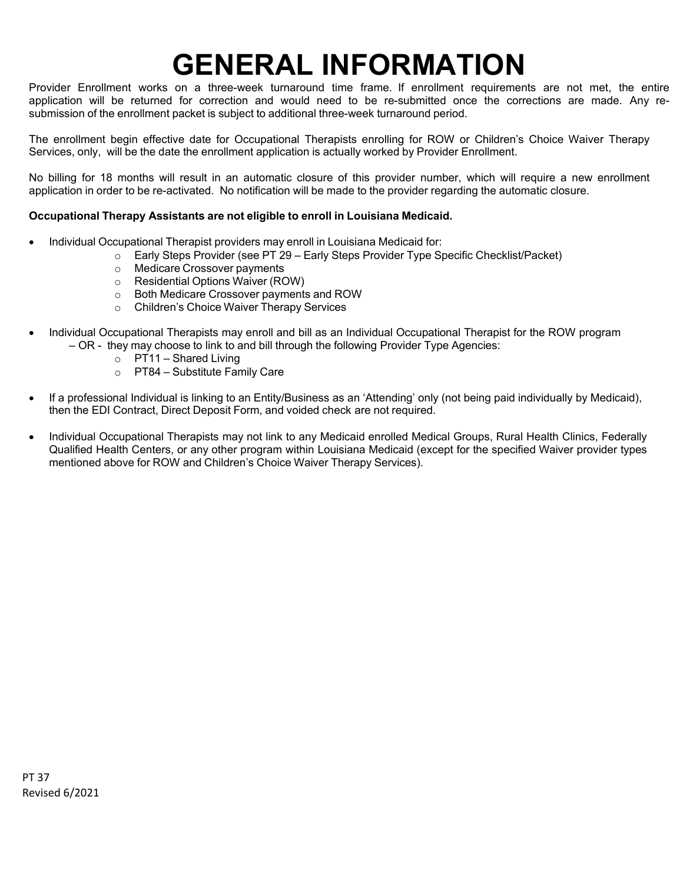# GENERAL INFORMATION

Provider Enrollment works on a three-week turnaround time frame. If enrollment requirements are not met, the entire application will be returned for correction and would need to be re-submitted once the corrections are made. Any re-submission of the enrollment packet is subject to additional three-week turnaround period.

The enrollment begin effective date for Occupational Therapists enrolling for ROW or Children's Choice Waiver Therapy Services, only, will be the date the enrollment application is actually worked by Provider Enrollment.

No billing for 18 months will result in an automatic closure of this provider number, which will require a new enrollment application in order to be re-activated. No notification will be made to the provider regarding the automatic closure.

**Occupational Therapy Assistants are not eligible to enroll in Louisiana Medicaid.**

- Individual Occupational Therapist providers may enroll in Louisiana Medicaid for:
  - Early Steps Provider (see PT 29 – Early Steps Provider Type Specific Checklist/Packet)
  - Medicare Crossover payments
  - Residential Options Waiver (ROW)
  - Both Medicare Crossover payments and ROW
  - Children's Choice Waiver Therapy Services
- Individual Occupational Therapists may enroll and bill as an Individual Occupational Therapist for the ROW program – OR - they may choose to link to and bill through the following Provider Type Agencies:
  - PT11 – Shared Living
  - PT84 – Substitute Family Care
- If a professional Individual is linking to an Entity/Business as an 'Attending' only (not being paid individually by Medicaid), then the EDI Contract, Direct Deposit Form, and voided check are not required.
- Individual Occupational Therapists may not link to any Medicaid enrolled Medical Groups, Rural Health Clinics, Federally Qualified Health Centers, or any other program within Louisiana Medicaid (except for the specified Waiver provider types mentioned above for ROW and Children's Choice Waiver Therapy Services).

PT 37
Revised 6/2021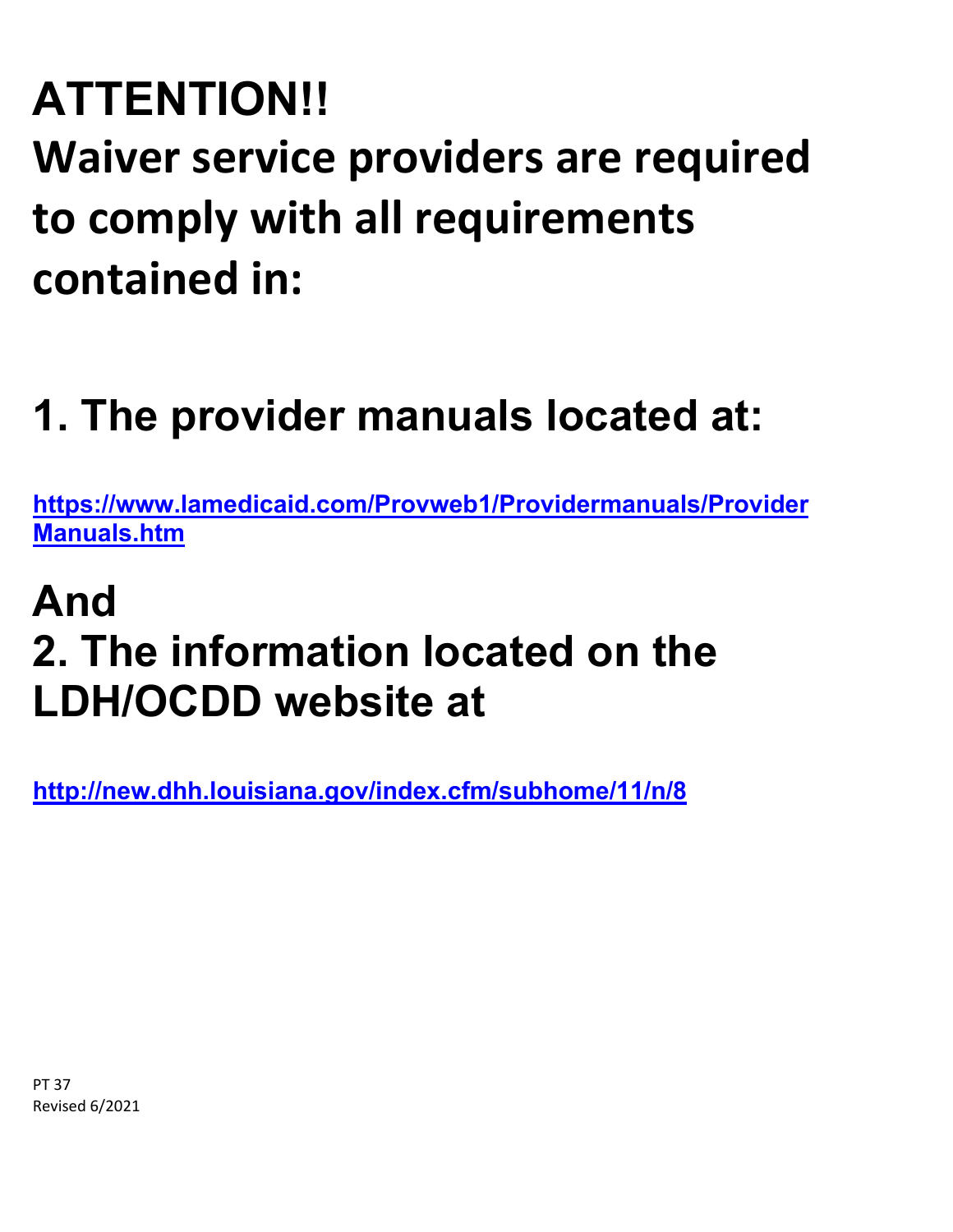# ATTENTION!!

# Waiver service providers are required to comply with all requirements contained in:

## 1. The provider manuals located at:

**https://www.lamedicaid.com/Provweb1/Providermanuals/ProviderManuals.htm**

## And

## 2. The information located on the LDH/OCDD website at

**http://new.dhh.louisiana.gov/index.cfm/subhome/11/n/8**

PT 37
Revised 6/2021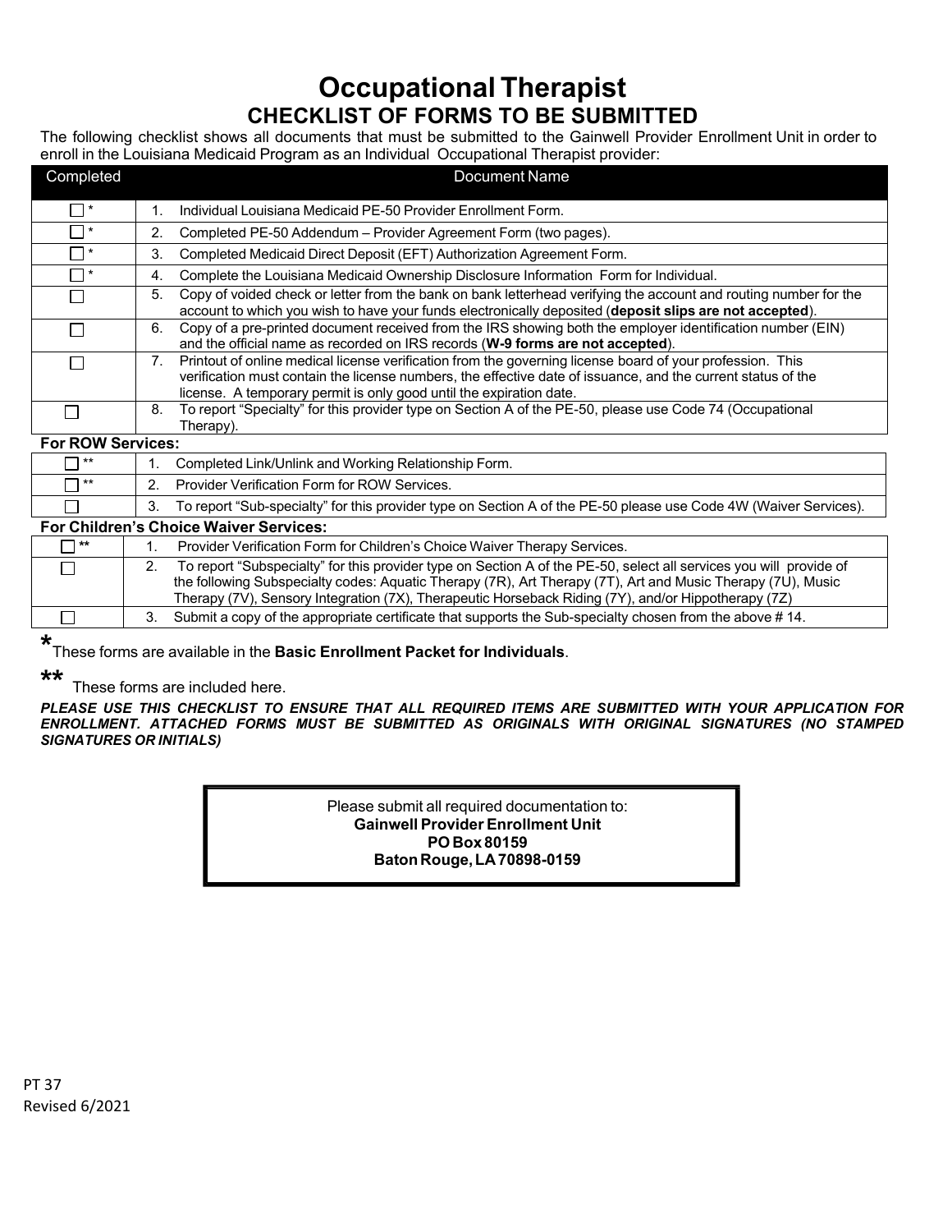# Occupational Therapist

## CHECKLIST OF FORMS TO BE SUBMITTED

The following checklist shows all documents that must be submitted to the Gainwell Provider Enrollment Unit in order to enroll in the Louisiana Medicaid Program as an Individual Occupational Therapist provider:

| Completed | Document Name |
|---|---|
| ☐ * | 1. Individual Louisiana Medicaid PE-50 Provider Enrollment Form. |
| ☐ * | 2. Completed PE-50 Addendum – Provider Agreement Form (two pages). |
| ☐ * | 3. Completed Medicaid Direct Deposit (EFT) Authorization Agreement Form. |
| ☐ * | 4. Complete the Louisiana Medicaid Ownership Disclosure Information Form for Individual. |
| ☐ | 5. Copy of voided check or letter from the bank on bank letterhead verifying the account and routing number for the account to which you wish to have your funds electronically deposited (**deposit slips are not accepted**). |
| ☐ | 6. Copy of a pre-printed document received from the IRS showing both the employer identification number (EIN) and the official name as recorded on IRS records (**W-9 forms are not accepted**). |
| ☐ | 7. Printout of online medical license verification from the governing license board of your profession. This verification must contain the license numbers, the effective date of issuance, and the current status of the license. A temporary permit is only good until the expiration date. |
| ☐ | 8. To report "Specialty" for this provider type on Section A of the PE-50, please use Code 74 (Occupational Therapy). |
| **For ROW Services:** | |
| ☐ ** | 1. Completed Link/Unlink and Working Relationship Form. |
| ☐ ** | 2. Provider Verification Form for ROW Services. |
| ☐ | 3. To report "Sub-specialty" for this provider type on Section A of the PE-50 please use Code 4W (Waiver Services). |
| **For Children's Choice Waiver Services:** | |
| ☐ ** | 1. Provider Verification Form for Children's Choice Waiver Therapy Services. |
| ☐ | 2. To report "Subspecialty" for this provider type on Section A of the PE-50, select all services you will provide of the following Subspecialty codes: Aquatic Therapy (7R), Art Therapy (7T), Art and Music Therapy (7U), Music Therapy (7V), Sensory Integration (7X), Therapeutic Horseback Riding (7Y), and/or Hippotherapy (7Z) |
| ☐ | 3. Submit a copy of the appropriate certificate that supports the Sub-specialty chosen from the above # 14. |

*These forms are available in the **Basic Enrollment Packet for Individuals**.

** These forms are included here.

***PLEASE USE THIS CHECKLIST TO ENSURE THAT ALL REQUIRED ITEMS ARE SUBMITTED WITH YOUR APPLICATION FOR ENROLLMENT. ATTACHED FORMS MUST BE SUBMITTED AS ORIGINALS WITH ORIGINAL SIGNATURES (NO STAMPED SIGNATURES OR INITIALS)***

Please submit all required documentation to:
**Gainwell Provider Enrollment Unit**
**PO Box 80159**
**Baton Rouge, LA 70898-0159**

PT 37
Revised 6/2021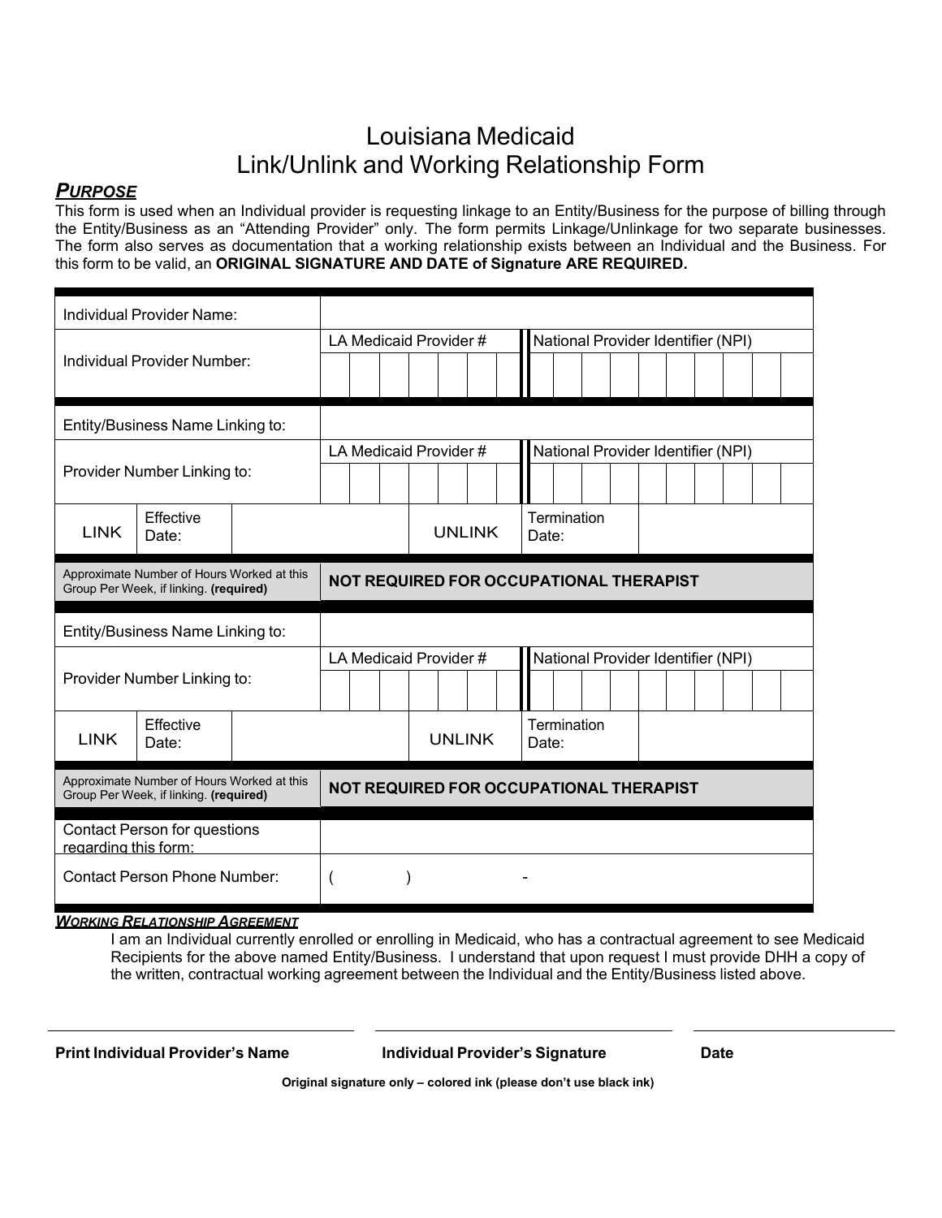# Louisiana Medicaid
## Link/Unlink and Working Relationship Form

***PURPOSE***

This form is used when an Individual provider is requesting linkage to an Entity/Business for the purpose of billing through the Entity/Business as an "Attending Provider" only. The form permits Linkage/Unlinkage for two separate businesses. The form also serves as documentation that a working relationship exists between an Individual and the Business. For this form to be valid, an **ORIGINAL SIGNATURE AND DATE of Signature ARE REQUIRED.**

| | | | | |
|---|---|---|---|---|
| Individual Provider Name: | | | | |
| Individual Provider Number: | LA Medicaid Provider # | | National Provider Identifier (NPI) | |
| Entity/Business Name Linking to: | | | | |
| Provider Number Linking to: | LA Medicaid Provider # | | National Provider Identifier (NPI) | |
| LINK | Effective Date: | UNLINK | Termination Date: | |
| Approximate Number of Hours Worked at this Group Per Week, if linking. **(required)** | **NOT REQUIRED FOR OCCUPATIONAL THERAPIST** | | | |
| Entity/Business Name Linking to: | | | | |
| Provider Number Linking to: | LA Medicaid Provider # | | National Provider Identifier (NPI) | |
| LINK | Effective Date: | UNLINK | Termination Date: | |
| Approximate Number of Hours Worked at this Group Per Week, if linking. **(required)** | **NOT REQUIRED FOR OCCUPATIONAL THERAPIST** | | | |
| Contact Person for questions regarding this form: | | | | |
| Contact Person Phone Number: | ( ) - | | | |

***WORKING RELATIONSHIP AGREEMENT***

I am an Individual currently enrolled or enrolling in Medicaid, who has a contractual agreement to see Medicaid Recipients for the above named Entity/Business. I understand that upon request I must provide DHH a copy of the written, contractual working agreement between the Individual and the Entity/Business listed above.

| **Print Individual Provider's Name** | **Individual Provider's Signature** | **Date** |
|---|---|---|
| | | |

**Original signature only – colored ink (please don't use black ink)**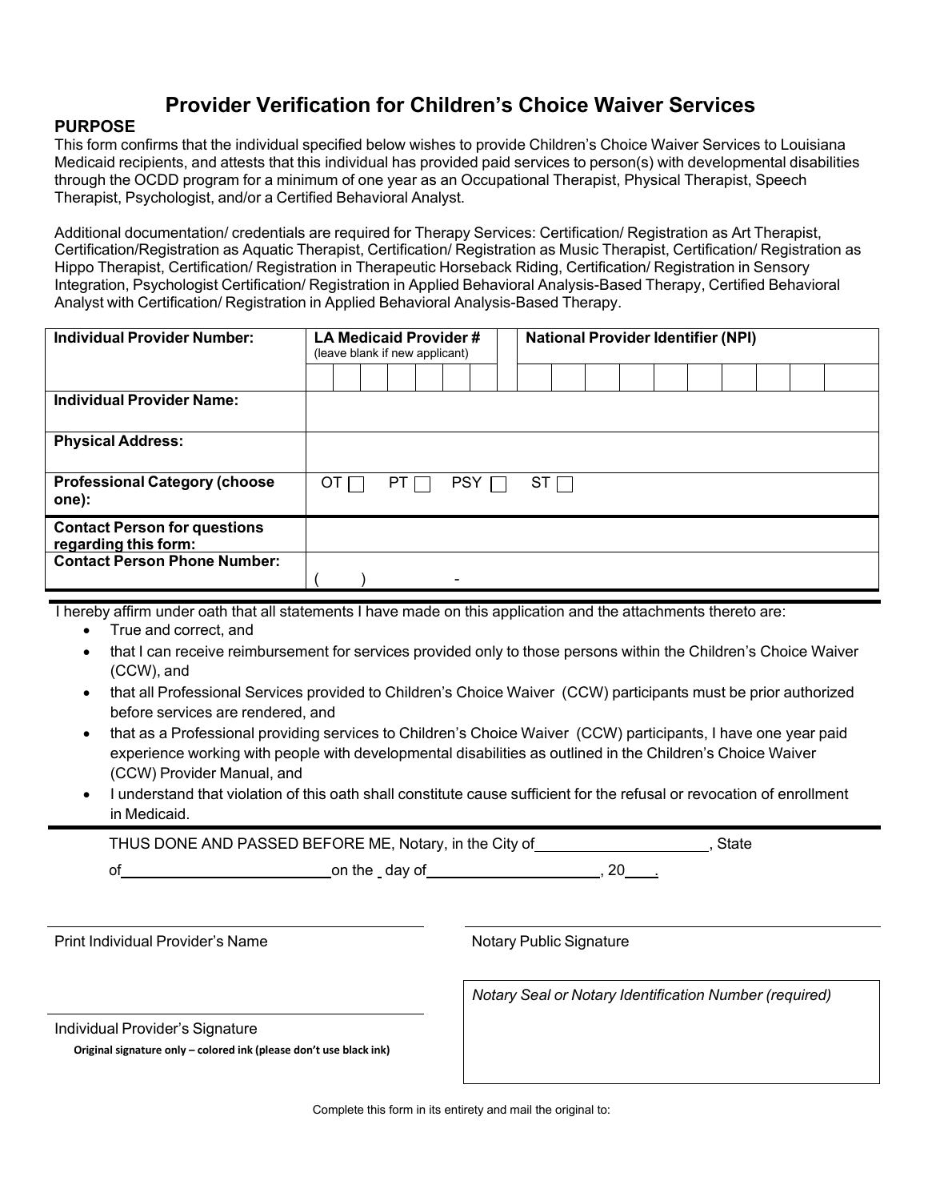# Provider Verification for Children's Choice Waiver Services

**PURPOSE**

This form confirms that the individual specified below wishes to provide Children's Choice Waiver Services to Louisiana Medicaid recipients, and attests that this individual has provided paid services to person(s) with developmental disabilities through the OCDD program for a minimum of one year as an Occupational Therapist, Physical Therapist, Speech Therapist, Psychologist, and/or a Certified Behavioral Analyst.

Additional documentation/ credentials are required for Therapy Services: Certification/ Registration as Art Therapist, Certification/Registration as Aquatic Therapist, Certification/ Registration as Music Therapist, Certification/ Registration as Hippo Therapist, Certification/ Registration in Therapeutic Horseback Riding, Certification/ Registration in Sensory Integration, Psychologist Certification/ Registration in Applied Behavioral Analysis-Based Therapy, Certified Behavioral Analyst with Certification/ Registration in Applied Behavioral Analysis-Based Therapy.

| **Individual Provider Number:** | **LA Medicaid Provider #** (leave blank if new applicant) | **National Provider Identifier (NPI)** |
|---|---|---|
| | | |
| **Individual Provider Name:** | | |
| **Physical Address:** | | |
| **Professional Category (choose one):** | OT ☐ PT ☐ PSY ☐ ST ☐ | |
| **Contact Person for questions regarding this form:** | | |
| **Contact Person Phone Number:** | (   )   - | |

I hereby affirm under oath that all statements I have made on this application and the attachments thereto are:

- True and correct, and
- that I can receive reimbursement for services provided only to those persons within the Children's Choice Waiver (CCW), and
- that all Professional Services provided to Children's Choice Waiver (CCW) participants must be prior authorized before services are rendered, and
- that as a Professional providing services to Children's Choice Waiver (CCW) participants, I have one year paid experience working with people with developmental disabilities as outlined in the Children's Choice Waiver (CCW) Provider Manual, and
- I understand that violation of this oath shall constitute cause sufficient for the refusal or revocation of enrollment in Medicaid.

THUS DONE AND PASSED BEFORE ME, Notary, in the City of ____________________, State of ________________________ on the _ day of ____________________, 20___.

______________________________
Print Individual Provider's Name

______________________________
Notary Public Signature

*Notary Seal or Notary Identification Number (required)*

______________________________
Individual Provider's Signature

**Original signature only – colored ink (please don't use black ink)**

Complete this form in its entirety and mail the original to: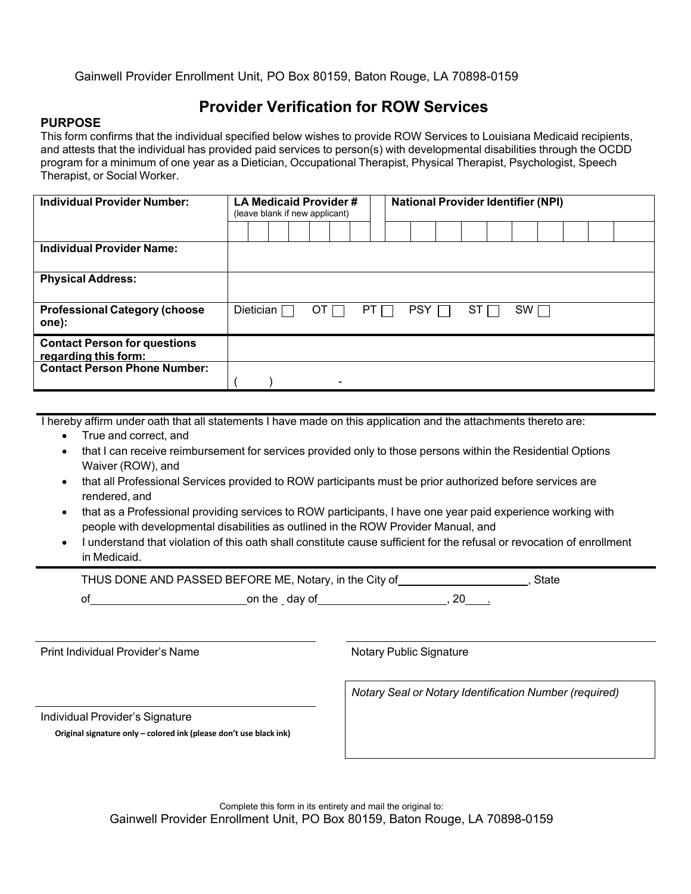Gainwell Provider Enrollment Unit, PO Box 80159, Baton Rouge, LA 70898-0159

# Provider Verification for ROW Services

**PURPOSE**

This form confirms that the individual specified below wishes to provide ROW Services to Louisiana Medicaid recipients, and attests that the individual has provided paid services to person(s) with developmental disabilities through the OCDD program for a minimum of one year as a Dietician, Occupational Therapist, Physical Therapist, Psychologist, Speech Therapist, or Social Worker.

| | | |
|---|---|---|
| **Individual Provider Number:** | **LA Medicaid Provider #** (leave blank if new applicant) | **National Provider Identifier (NPI)** |
| **Individual Provider Name:** | | |
| **Physical Address:** | | |
| **Professional Category (choose one):** | Dietician ☐ OT ☐ PT ☐ PSY ☐ ST ☐ SW ☐ | |
| **Contact Person for questions regarding this form:** | | |
| **Contact Person Phone Number:** | ( ) - | |

I hereby affirm under oath that all statements I have made on this application and the attachments thereto are:

- True and correct, and
- that I can receive reimbursement for services provided only to those persons within the Residential Options Waiver (ROW), and
- that all Professional Services provided to ROW participants must be prior authorized before services are rendered, and
- that as a Professional providing services to ROW participants, I have one year paid experience working with people with developmental disabilities as outlined in the ROW Provider Manual, and
- I understand that violation of this oath shall constitute cause sufficient for the refusal or revocation of enrollment in Medicaid.

THUS DONE AND PASSED BEFORE ME, Notary, in the City of \_\_\_\_\_\_\_\_\_\_\_\_\_\_\_\_\_\_\_\_, State of \_\_\_\_\_\_\_\_\_\_\_\_\_\_\_\_\_\_\_\_\_\_\_\_ on the \_ day of \_\_\_\_\_\_\_\_\_\_\_\_\_\_\_\_\_\_\_\_, 20\_\_\_.

Print Individual Provider's Name

Notary Public Signature

*Notary Seal or Notary Identification Number (required)*

Individual Provider's Signature

**Original signature only – colored ink (please don't use black ink)**

Complete this form in its entirety and mail the original to:

Gainwell Provider Enrollment Unit, PO Box 80159, Baton Rouge, LA 70898-0159